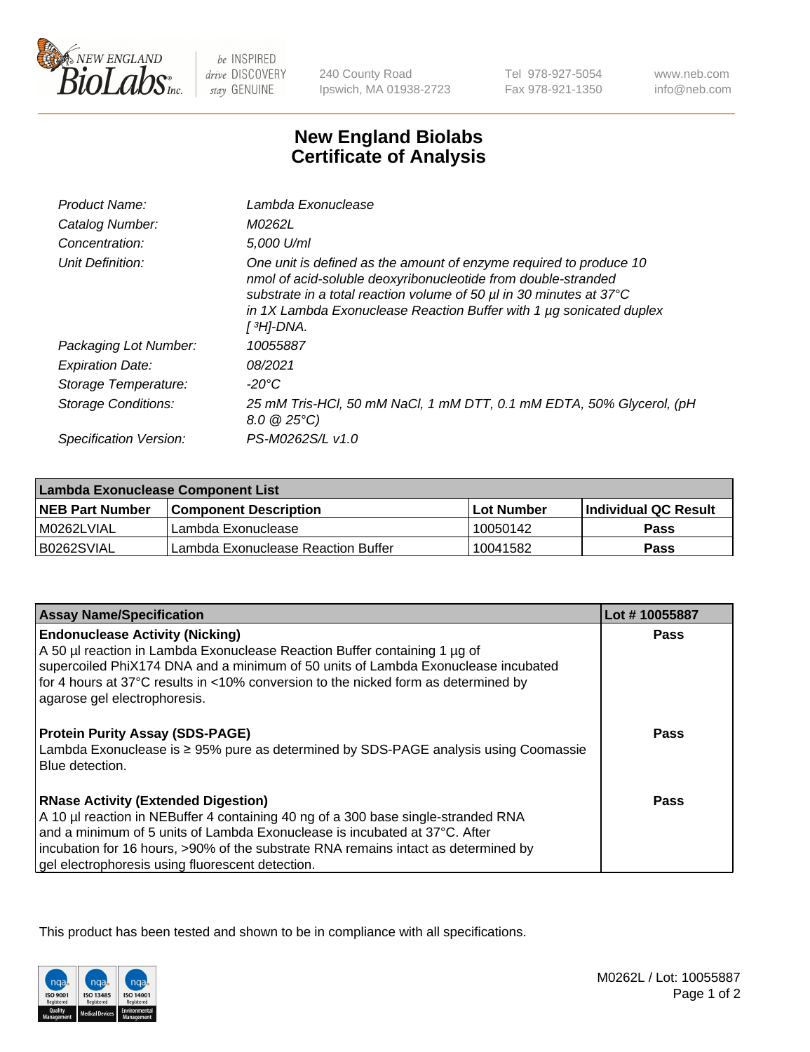# New England Biolabs
# Certificate of Analysis

| | |
|---|---|
| *Product Name:* | *Lambda Exonuclease* |
| *Catalog Number:* | *M0262L* |
| *Concentration:* | *5,000 U/ml* |
| *Unit Definition:* | *One unit is defined as the amount of enzyme required to produce 10 nmol of acid-soluble deoxyribonucleotide from double-stranded substrate in a total reaction volume of 50 µl in 30 minutes at 37°C in 1X Lambda Exonuclease Reaction Buffer with 1 µg sonicated duplex [ $^3$H]-DNA.* |
| *Packaging Lot Number:* | *10055887* |
| *Expiration Date:* | *08/2021* |
| *Storage Temperature:* | *-20°C* |
| *Storage Conditions:* | *25 mM Tris-HCl, 50 mM NaCl, 1 mM DTT, 0.1 mM EDTA, 50% Glycerol, (pH 8.0 @ 25°C)* |
| *Specification Version:* | *PS-M0262S/L v1.0* |

| Lambda Exonuclease Component List | | | |
|---|---|---|---|
| **NEB Part Number** | **Component Description** | **Lot Number** | **Individual QC Result** |
| M0262LVIAL | Lambda Exonuclease | 10050142 | **Pass** |
| B0262SVIAL | Lambda Exonuclease Reaction Buffer | 10041582 | **Pass** |

| Assay Name/Specification | Lot # 10055887 |
|---|---|
| **Endonuclease Activity (Nicking)**<br>A 50 µl reaction in Lambda Exonuclease Reaction Buffer containing 1 µg of supercoiled PhiX174 DNA and a minimum of 50 units of Lambda Exonuclease incubated for 4 hours at 37°C results in <10% conversion to the nicked form as determined by agarose gel electrophoresis. | **Pass** |
| **Protein Purity Assay (SDS-PAGE)**<br>Lambda Exonuclease is ≥ 95% pure as determined by SDS-PAGE analysis using Coomassie Blue detection. | **Pass** |
| **RNase Activity (Extended Digestion)**<br>A 10 µl reaction in NEBuffer 4 containing 40 ng of a 300 base single-stranded RNA and a minimum of 5 units of Lambda Exonuclease is incubated at 37°C. After incubation for 16 hours, >90% of the substrate RNA remains intact as determined by gel electrophoresis using fluorescent detection. | **Pass** |

This product has been tested and shown to be in compliance with all specifications.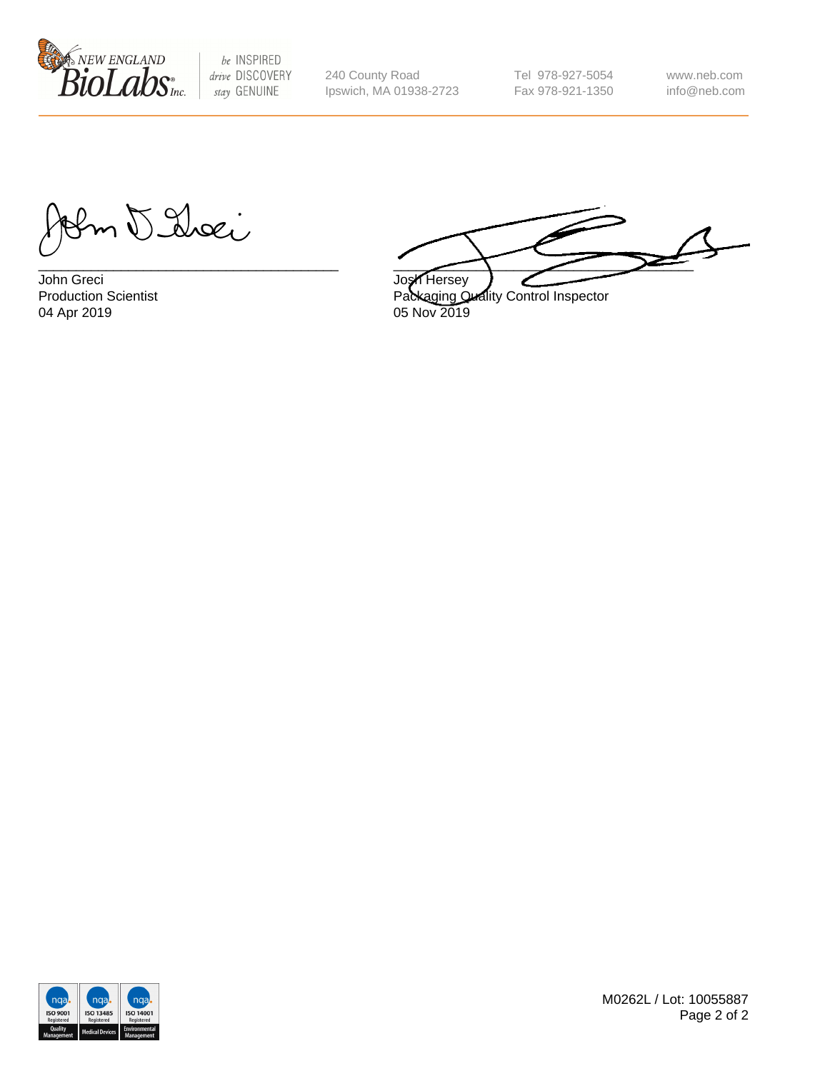John Greci
Production Scientist
04 Apr 2019

Josh Hersey
Packaging Quality Control Inspector
05 Nov 2019

M0262L / Lot: 10055887